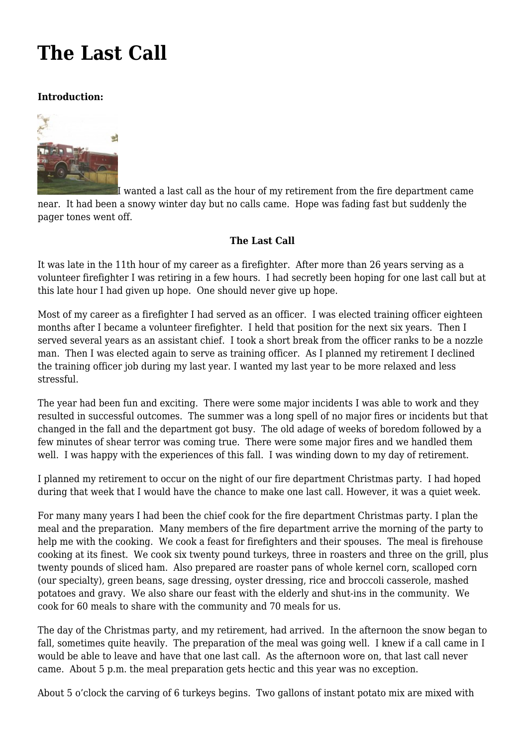# The Last Call

**Introduction:**

I wanted a last call as the hour of my retirement from the fire department came near. It had been a snowy winter day but no calls came. Hope was fading fast but suddenly the pager tones went off.

**The Last Call**

It was late in the 11th hour of my career as a firefighter. After more than 26 years serving as a volunteer firefighter I was retiring in a few hours. I had secretly been hoping for one last call but at this late hour I had given up hope. One should never give up hope.

Most of my career as a firefighter I had served as an officer. I was elected training officer eighteen months after I became a volunteer firefighter. I held that position for the next six years. Then I served several years as an assistant chief. I took a short break from the officer ranks to be a nozzle man. Then I was elected again to serve as training officer. As I planned my retirement I declined the training officer job during my last year. I wanted my last year to be more relaxed and less stressful.

The year had been fun and exciting. There were some major incidents I was able to work and they resulted in successful outcomes. The summer was a long spell of no major fires or incidents but that changed in the fall and the department got busy. The old adage of weeks of boredom followed by a few minutes of shear terror was coming true. There were some major fires and we handled them well. I was happy with the experiences of this fall. I was winding down to my day of retirement.

I planned my retirement to occur on the night of our fire department Christmas party. I had hoped during that week that I would have the chance to make one last call. However, it was a quiet week.

For many many years I had been the chief cook for the fire department Christmas party. I plan the meal and the preparation. Many members of the fire department arrive the morning of the party to help me with the cooking. We cook a feast for firefighters and their spouses. The meal is firehouse cooking at its finest. We cook six twenty pound turkeys, three in roasters and three on the grill, plus twenty pounds of sliced ham. Also prepared are roaster pans of whole kernel corn, scalloped corn (our specialty), green beans, sage dressing, oyster dressing, rice and broccoli casserole, mashed potatoes and gravy. We also share our feast with the elderly and shut-ins in the community. We cook for 60 meals to share with the community and 70 meals for us.

The day of the Christmas party, and my retirement, had arrived. In the afternoon the snow began to fall, sometimes quite heavily. The preparation of the meal was going well. I knew if a call came in I would be able to leave and have that one last call. As the afternoon wore on, that last call never came. About 5 p.m. the meal preparation gets hectic and this year was no exception.

About 5 o'clock the carving of 6 turkeys begins. Two gallons of instant potato mix are mixed with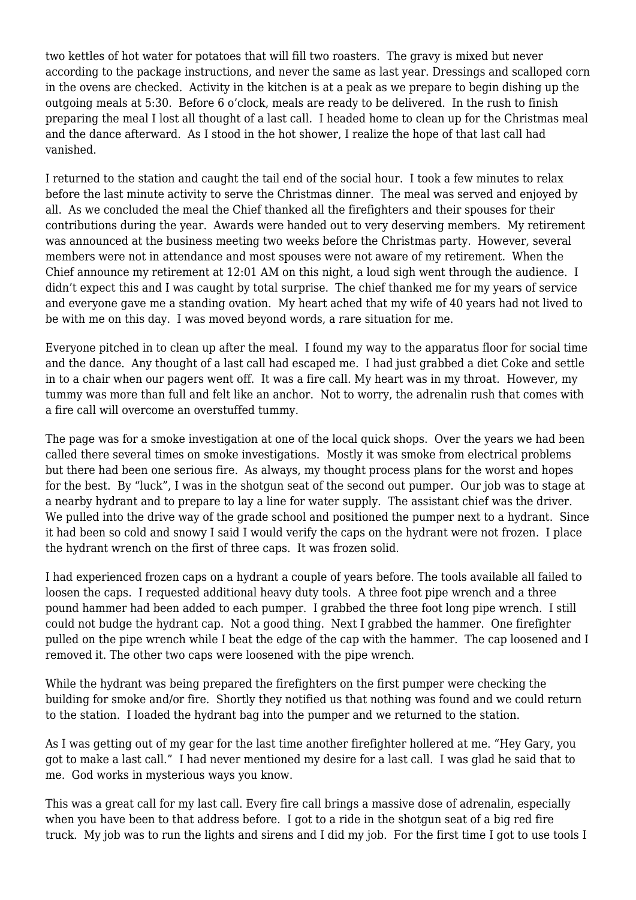two kettles of hot water for potatoes that will fill two roasters. The gravy is mixed but never according to the package instructions, and never the same as last year. Dressings and scalloped corn in the ovens are checked. Activity in the kitchen is at a peak as we prepare to begin dishing up the outgoing meals at 5:30. Before 6 o'clock, meals are ready to be delivered. In the rush to finish preparing the meal I lost all thought of a last call. I headed home to clean up for the Christmas meal and the dance afterward. As I stood in the hot shower, I realize the hope of that last call had vanished.

I returned to the station and caught the tail end of the social hour. I took a few minutes to relax before the last minute activity to serve the Christmas dinner. The meal was served and enjoyed by all. As we concluded the meal the Chief thanked all the firefighters and their spouses for their contributions during the year. Awards were handed out to very deserving members. My retirement was announced at the business meeting two weeks before the Christmas party. However, several members were not in attendance and most spouses were not aware of my retirement. When the Chief announce my retirement at 12:01 AM on this night, a loud sigh went through the audience. I didn't expect this and I was caught by total surprise. The chief thanked me for my years of service and everyone gave me a standing ovation. My heart ached that my wife of 40 years had not lived to be with me on this day. I was moved beyond words, a rare situation for me.

Everyone pitched in to clean up after the meal. I found my way to the apparatus floor for social time and the dance. Any thought of a last call had escaped me. I had just grabbed a diet Coke and settle in to a chair when our pagers went off. It was a fire call. My heart was in my throat. However, my tummy was more than full and felt like an anchor. Not to worry, the adrenalin rush that comes with a fire call will overcome an overstuffed tummy.

The page was for a smoke investigation at one of the local quick shops. Over the years we had been called there several times on smoke investigations. Mostly it was smoke from electrical problems but there had been one serious fire. As always, my thought process plans for the worst and hopes for the best. By "luck", I was in the shotgun seat of the second out pumper. Our job was to stage at a nearby hydrant and to prepare to lay a line for water supply. The assistant chief was the driver. We pulled into the drive way of the grade school and positioned the pumper next to a hydrant. Since it had been so cold and snowy I said I would verify the caps on the hydrant were not frozen. I place the hydrant wrench on the first of three caps. It was frozen solid.

I had experienced frozen caps on a hydrant a couple of years before. The tools available all failed to loosen the caps. I requested additional heavy duty tools. A three foot pipe wrench and a three pound hammer had been added to each pumper. I grabbed the three foot long pipe wrench. I still could not budge the hydrant cap. Not a good thing. Next I grabbed the hammer. One firefighter pulled on the pipe wrench while I beat the edge of the cap with the hammer. The cap loosened and I removed it. The other two caps were loosened with the pipe wrench.

While the hydrant was being prepared the firefighters on the first pumper were checking the building for smoke and/or fire. Shortly they notified us that nothing was found and we could return to the station. I loaded the hydrant bag into the pumper and we returned to the station.

As I was getting out of my gear for the last time another firefighter hollered at me. "Hey Gary, you got to make a last call." I had never mentioned my desire for a last call. I was glad he said that to me. God works in mysterious ways you know.

This was a great call for my last call. Every fire call brings a massive dose of adrenalin, especially when you have been to that address before. I got to a ride in the shotgun seat of a big red fire truck. My job was to run the lights and sirens and I did my job. For the first time I got to use tools I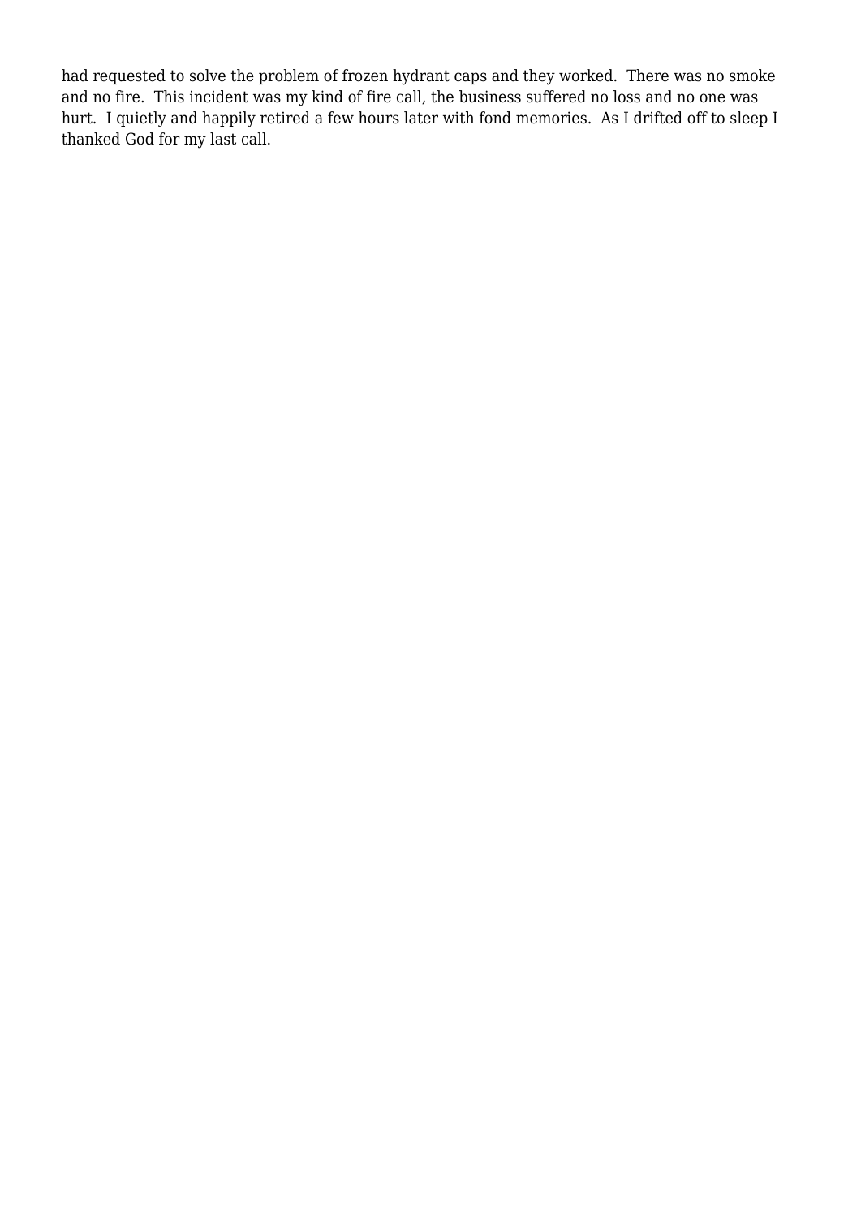had requested to solve the problem of frozen hydrant caps and they worked. There was no smoke and no fire. This incident was my kind of fire call, the business suffered no loss and no one was hurt. I quietly and happily retired a few hours later with fond memories. As I drifted off to sleep I thanked God for my last call.